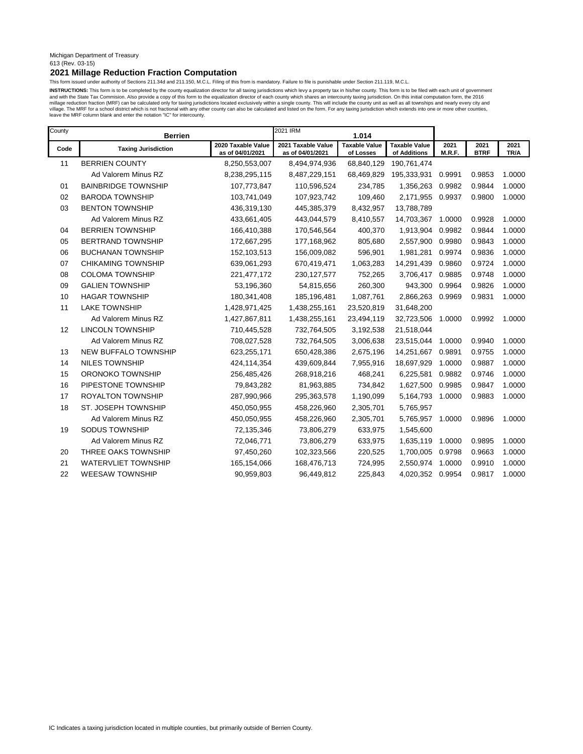Michigan Department of Treasury
613 (Rev. 03-15)

## 2021 Millage Reduction Fraction Computation

This form issued under authority of Sections 211.34d and 211.150, M.C.L. Filing of this from is mandatory. Failure to file is punishable under Section 211.119, M.C.L.

**INSTRUCTIONS:** This form is to be completed by the county equalization director for all taxing jurisdictions which levy a property tax in his/her county. This form is to be filed with each unit of government and with the State Tax Commision. Also provide a copy of this form to the equalization director of each county which shares an intercounty taxing jurisdiction. On this initial computation form, the 2016 millage reduction fraction (MRF) can be calculated only for taxing jurisdictions located exclusively within a single county. This will include the county unit as well as all townships and nearly every city and village. The MRF for a school district which is not fractional with any other county can also be calculated and listed on the form. For any taxing jurisdiction which extends into one or more other counties, leave the MRF column blank and enter the notation "IC" for intercounty.

| County | Berrien | | 2021 IRM 1.014 | | | | | |
|---|---|---|---|---|---|---|---|---|
| **Code** | **Taxing Jurisdiction** | **2020 Taxable Value as of 04/01/2021** | **2021 Taxable Value as of 04/01/2021** | **Taxable Value of Losses** | **Taxable Value of Additions** | **2021 M.R.F.** | **2021 BTRF** | **2021 TR/A** |
| 11 | BERRIEN COUNTY | 8,250,553,007 | 8,494,974,936 | 68,840,129 | 190,761,474 | | | |
| | Ad Valorem Minus RZ | 8,238,295,115 | 8,487,229,151 | 68,469,829 | 195,333,931 | 0.9991 | 0.9853 | 1.0000 |
| 01 | BAINBRIDGE TOWNSHIP | 107,773,847 | 110,596,524 | 234,785 | 1,356,263 | 0.9982 | 0.9844 | 1.0000 |
| 02 | BARODA TOWNSHIP | 103,741,049 | 107,923,742 | 109,460 | 2,171,955 | 0.9937 | 0.9800 | 1.0000 |
| 03 | BENTON TOWNSHIP | 436,319,130 | 445,385,379 | 8,432,957 | 13,788,789 | | | |
| | Ad Valorem Minus RZ | 433,661,405 | 443,044,579 | 8,410,557 | 14,703,367 | 1.0000 | 0.9928 | 1.0000 |
| 04 | BERRIEN TOWNSHIP | 166,410,388 | 170,546,564 | 400,370 | 1,913,904 | 0.9982 | 0.9844 | 1.0000 |
| 05 | BERTRAND TOWNSHIP | 172,667,295 | 177,168,962 | 805,680 | 2,557,900 | 0.9980 | 0.9843 | 1.0000 |
| 06 | BUCHANAN TOWNSHIP | 152,103,513 | 156,009,082 | 596,901 | 1,981,281 | 0.9974 | 0.9836 | 1.0000 |
| 07 | CHIKAMING TOWNSHIP | 639,061,293 | 670,419,471 | 1,063,283 | 14,291,439 | 0.9860 | 0.9724 | 1.0000 |
| 08 | COLOMA TOWNSHIP | 221,477,172 | 230,127,577 | 752,265 | 3,706,417 | 0.9885 | 0.9748 | 1.0000 |
| 09 | GALIEN TOWNSHIP | 53,196,360 | 54,815,656 | 260,300 | 943,300 | 0.9964 | 0.9826 | 1.0000 |
| 10 | HAGAR TOWNSHIP | 180,341,408 | 185,196,481 | 1,087,761 | 2,866,263 | 0.9969 | 0.9831 | 1.0000 |
| 11 | LAKE TOWNSHIP | 1,428,971,425 | 1,438,255,161 | 23,520,819 | 31,648,200 | | | |
| | Ad Valorem Minus RZ | 1,427,867,811 | 1,438,255,161 | 23,494,119 | 32,723,506 | 1.0000 | 0.9992 | 1.0000 |
| 12 | LINCOLN TOWNSHIP | 710,445,528 | 732,764,505 | 3,192,538 | 21,518,044 | | | |
| | Ad Valorem Minus RZ | 708,027,528 | 732,764,505 | 3,006,638 | 23,515,044 | 1.0000 | 0.9940 | 1.0000 |
| 13 | NEW BUFFALO TOWNSHIP | 623,255,171 | 650,428,386 | 2,675,196 | 14,251,667 | 0.9891 | 0.9755 | 1.0000 |
| 14 | NILES TOWNSHIP | 424,114,354 | 439,609,844 | 7,955,916 | 18,697,929 | 1.0000 | 0.9887 | 1.0000 |
| 15 | ORONOKO TOWNSHIP | 256,485,426 | 268,918,216 | 468,241 | 6,225,581 | 0.9882 | 0.9746 | 1.0000 |
| 16 | PIPESTONE TOWNSHIP | 79,843,282 | 81,963,885 | 734,842 | 1,627,500 | 0.9985 | 0.9847 | 1.0000 |
| 17 | ROYALTON TOWNSHIP | 287,990,966 | 295,363,578 | 1,190,099 | 5,164,793 | 1.0000 | 0.9883 | 1.0000 |
| 18 | ST. JOSEPH TOWNSHIP | 450,050,955 | 458,226,960 | 2,305,701 | 5,765,957 | | | |
| | Ad Valorem Minus RZ | 450,050,955 | 458,226,960 | 2,305,701 | 5,765,957 | 1.0000 | 0.9896 | 1.0000 |
| 19 | SODUS TOWNSHIP | 72,135,346 | 73,806,279 | 633,975 | 1,545,600 | | | |
| | Ad Valorem Minus RZ | 72,046,771 | 73,806,279 | 633,975 | 1,635,119 | 1.0000 | 0.9895 | 1.0000 |
| 20 | THREE OAKS TOWNSHIP | 97,450,260 | 102,323,566 | 220,525 | 1,700,005 | 0.9798 | 0.9663 | 1.0000 |
| 21 | WATERVLIET TOWNSHIP | 165,154,066 | 168,476,713 | 724,995 | 2,550,974 | 1.0000 | 0.9910 | 1.0000 |
| 22 | WEESAW TOWNSHIP | 90,959,803 | 96,449,812 | 225,843 | 4,020,352 | 0.9954 | 0.9817 | 1.0000 |

IC Indicates a taxing jurisdiction located in multiple counties, but primarily outside of Berrien County.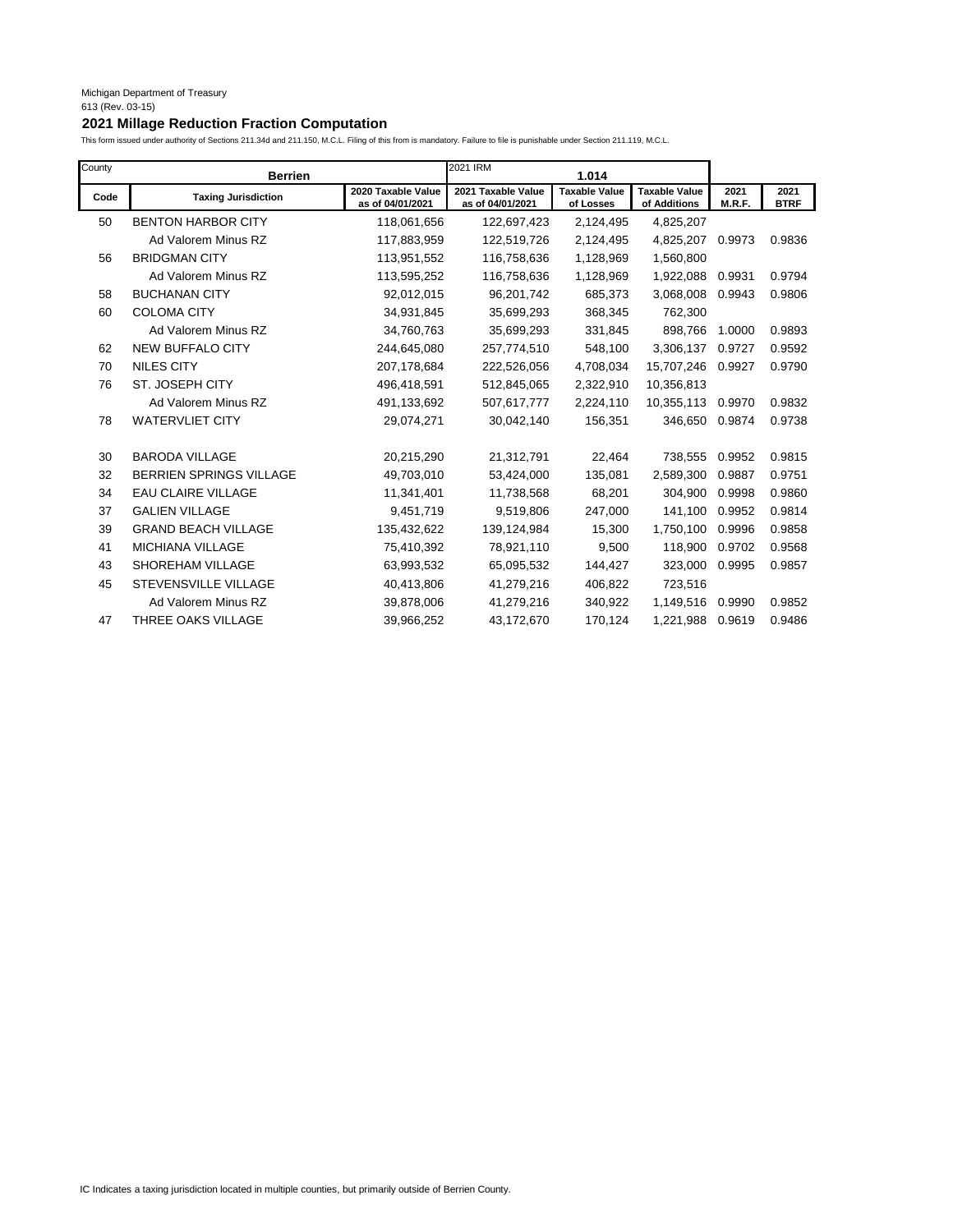Michigan Department of Treasury
613 (Rev. 03-15)

## 2021 Millage Reduction Fraction Computation

This form issued under authority of Sections 211.34d and 211.150, M.C.L. Filing of this from is mandatory. Failure to file is punishable under Section 211.119, M.C.L.

| County | Berrien | | 2021 IRM | 1.014 | | | |
|---|---|---|---|---|---|---|---|
| **Code** | **Taxing Jurisdiction** | **2020 Taxable Value as of 04/01/2021** | **2021 Taxable Value as of 04/01/2021** | **Taxable Value of Losses** | **Taxable Value of Additions** | **2021 M.R.F.** | **2021 BTRF** |
| 50 | BENTON HARBOR CITY | 118,061,656 | 122,697,423 | 2,124,495 | 4,825,207 | | |
| | Ad Valorem Minus RZ | 117,883,959 | 122,519,726 | 2,124,495 | 4,825,207 | 0.9973 | 0.9836 |
| 56 | BRIDGMAN CITY | 113,951,552 | 116,758,636 | 1,128,969 | 1,560,800 | | |
| | Ad Valorem Minus RZ | 113,595,252 | 116,758,636 | 1,128,969 | 1,922,088 | 0.9931 | 0.9794 |
| 58 | BUCHANAN CITY | 92,012,015 | 96,201,742 | 685,373 | 3,068,008 | 0.9943 | 0.9806 |
| 60 | COLOMA CITY | 34,931,845 | 35,699,293 | 368,345 | 762,300 | | |
| | Ad Valorem Minus RZ | 34,760,763 | 35,699,293 | 331,845 | 898,766 | 1.0000 | 0.9893 |
| 62 | NEW BUFFALO CITY | 244,645,080 | 257,774,510 | 548,100 | 3,306,137 | 0.9727 | 0.9592 |
| 70 | NILES CITY | 207,178,684 | 222,526,056 | 4,708,034 | 15,707,246 | 0.9927 | 0.9790 |
| 76 | ST. JOSEPH CITY | 496,418,591 | 512,845,065 | 2,322,910 | 10,356,813 | | |
| | Ad Valorem Minus RZ | 491,133,692 | 507,617,777 | 2,224,110 | 10,355,113 | 0.9970 | 0.9832 |
| 78 | WATERVLIET CITY | 29,074,271 | 30,042,140 | 156,351 | 346,650 | 0.9874 | 0.9738 |
| | | | | | | | |
| 30 | BARODA VILLAGE | 20,215,290 | 21,312,791 | 22,464 | 738,555 | 0.9952 | 0.9815 |
| 32 | BERRIEN SPRINGS VILLAGE | 49,703,010 | 53,424,000 | 135,081 | 2,589,300 | 0.9887 | 0.9751 |
| 34 | EAU CLAIRE VILLAGE | 11,341,401 | 11,738,568 | 68,201 | 304,900 | 0.9998 | 0.9860 |
| 37 | GALIEN VILLAGE | 9,451,719 | 9,519,806 | 247,000 | 141,100 | 0.9952 | 0.9814 |
| 39 | GRAND BEACH VILLAGE | 135,432,622 | 139,124,984 | 15,300 | 1,750,100 | 0.9996 | 0.9858 |
| 41 | MICHIANA VILLAGE | 75,410,392 | 78,921,110 | 9,500 | 118,900 | 0.9702 | 0.9568 |
| 43 | SHOREHAM VILLAGE | 63,993,532 | 65,095,532 | 144,427 | 323,000 | 0.9995 | 0.9857 |
| 45 | STEVENSVILLE VILLAGE | 40,413,806 | 41,279,216 | 406,822 | 723,516 | | |
| | Ad Valorem Minus RZ | 39,878,006 | 41,279,216 | 340,922 | 1,149,516 | 0.9990 | 0.9852 |
| 47 | THREE OAKS VILLAGE | 39,966,252 | 43,172,670 | 170,124 | 1,221,988 | 0.9619 | 0.9486 |

IC Indicates a taxing jurisdiction located in multiple counties, but primarily outside of Berrien County.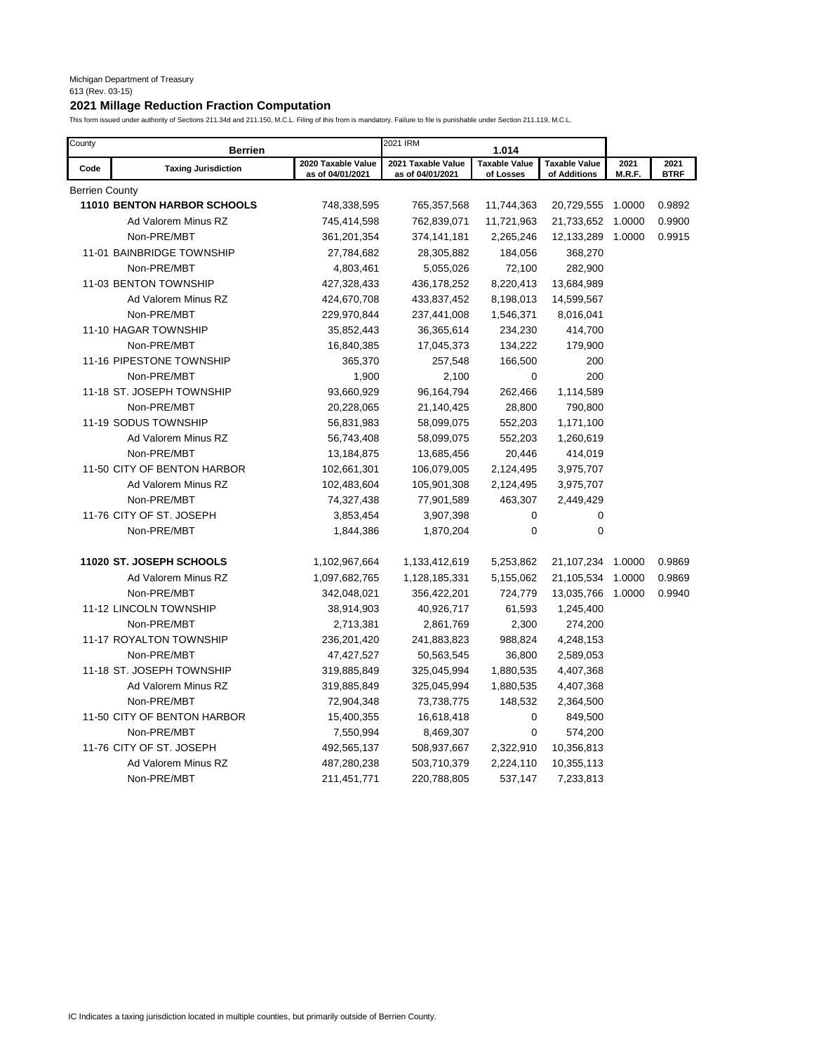Michigan Department of Treasury
613 (Rev. 03-15)

## 2021 Millage Reduction Fraction Computation

This form issued under authority of Sections 211.34d and 211.150, M.C.L. Filing of this from is mandatory. Failure to file is punishable under Section 211.119, M.C.L.

| County: Berrien | | 2021 IRM: 1.014 | | | | | |
|---|---|---|---|---|---|---|---|
| **Code** | **Taxing Jurisdiction** | **2020 Taxable Value as of 04/01/2021** | **2021 Taxable Value as of 04/01/2021** | **Taxable Value of Losses** | **Taxable Value of Additions** | **2021 M.R.F.** | **2021 BTRF** |
| Berrien County | | | | | | | |
| **11010** | **BENTON HARBOR SCHOOLS** | 748,338,595 | 765,357,568 | 11,744,363 | 20,729,555 | 1.0000 | 0.9892 |
| | Ad Valorem Minus RZ | 745,414,598 | 762,839,071 | 11,721,963 | 21,733,652 | 1.0000 | 0.9900 |
| | Non-PRE/MBT | 361,201,354 | 374,141,181 | 2,265,246 | 12,133,289 | 1.0000 | 0.9915 |
| 11-01 | BAINBRIDGE TOWNSHIP | 27,784,682 | 28,305,882 | 184,056 | 368,270 | | |
| | Non-PRE/MBT | 4,803,461 | 5,055,026 | 72,100 | 282,900 | | |
| 11-03 | BENTON TOWNSHIP | 427,328,433 | 436,178,252 | 8,220,413 | 13,684,989 | | |
| | Ad Valorem Minus RZ | 424,670,708 | 433,837,452 | 8,198,013 | 14,599,567 | | |
| | Non-PRE/MBT | 229,970,844 | 237,441,008 | 1,546,371 | 8,016,041 | | |
| 11-10 | HAGAR TOWNSHIP | 35,852,443 | 36,365,614 | 234,230 | 414,700 | | |
| | Non-PRE/MBT | 16,840,385 | 17,045,373 | 134,222 | 179,900 | | |
| 11-16 | PIPESTONE TOWNSHIP | 365,370 | 257,548 | 166,500 | 200 | | |
| | Non-PRE/MBT | 1,900 | 2,100 | 0 | 200 | | |
| 11-18 | ST. JOSEPH TOWNSHIP | 93,660,929 | 96,164,794 | 262,466 | 1,114,589 | | |
| | Non-PRE/MBT | 20,228,065 | 21,140,425 | 28,800 | 790,800 | | |
| 11-19 | SODUS TOWNSHIP | 56,831,983 | 58,099,075 | 552,203 | 1,171,100 | | |
| | Ad Valorem Minus RZ | 56,743,408 | 58,099,075 | 552,203 | 1,260,619 | | |
| | Non-PRE/MBT | 13,184,875 | 13,685,456 | 20,446 | 414,019 | | |
| 11-50 | CITY OF BENTON HARBOR | 102,661,301 | 106,079,005 | 2,124,495 | 3,975,707 | | |
| | Ad Valorem Minus RZ | 102,483,604 | 105,901,308 | 2,124,495 | 3,975,707 | | |
| | Non-PRE/MBT | 74,327,438 | 77,901,589 | 463,307 | 2,449,429 | | |
| 11-76 | CITY OF ST. JOSEPH | 3,853,454 | 3,907,398 | 0 | 0 | | |
| | Non-PRE/MBT | 1,844,386 | 1,870,204 | 0 | 0 | | |
| **11020** | **ST. JOSEPH SCHOOLS** | 1,102,967,664 | 1,133,412,619 | 5,253,862 | 21,107,234 | 1.0000 | 0.9869 |
| | Ad Valorem Minus RZ | 1,097,682,765 | 1,128,185,331 | 5,155,062 | 21,105,534 | 1.0000 | 0.9869 |
| | Non-PRE/MBT | 342,048,021 | 356,422,201 | 724,779 | 13,035,766 | 1.0000 | 0.9940 |
| 11-12 | LINCOLN TOWNSHIP | 38,914,903 | 40,926,717 | 61,593 | 1,245,400 | | |
| | Non-PRE/MBT | 2,713,381 | 2,861,769 | 2,300 | 274,200 | | |
| 11-17 | ROYALTON TOWNSHIP | 236,201,420 | 241,883,823 | 988,824 | 4,248,153 | | |
| | Non-PRE/MBT | 47,427,527 | 50,563,545 | 36,800 | 2,589,053 | | |
| 11-18 | ST. JOSEPH TOWNSHIP | 319,885,849 | 325,045,994 | 1,880,535 | 4,407,368 | | |
| | Ad Valorem Minus RZ | 319,885,849 | 325,045,994 | 1,880,535 | 4,407,368 | | |
| | Non-PRE/MBT | 72,904,348 | 73,738,775 | 148,532 | 2,364,500 | | |
| 11-50 | CITY OF BENTON HARBOR | 15,400,355 | 16,618,418 | 0 | 849,500 | | |
| | Non-PRE/MBT | 7,550,994 | 8,469,307 | 0 | 574,200 | | |
| 11-76 | CITY OF ST. JOSEPH | 492,565,137 | 508,937,667 | 2,322,910 | 10,356,813 | | |
| | Ad Valorem Minus RZ | 487,280,238 | 503,710,379 | 2,224,110 | 10,355,113 | | |
| | Non-PRE/MBT | 211,451,771 | 220,788,805 | 537,147 | 7,233,813 | | |

IC Indicates a taxing jurisdiction located in multiple counties, but primarily outside of Berrien County.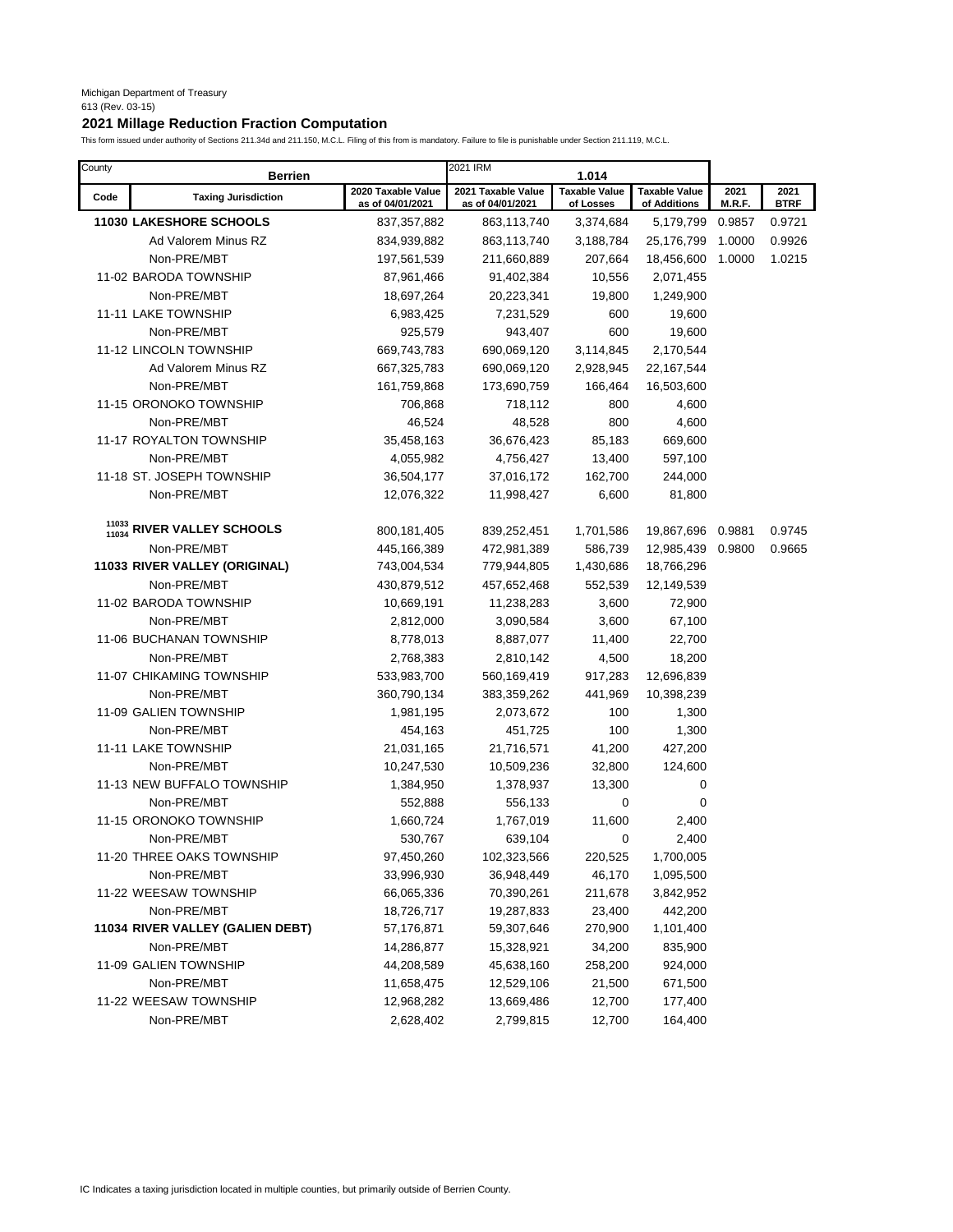Michigan Department of Treasury
613 (Rev. 03-15)

## 2021 Millage Reduction Fraction Computation

This form issued under authority of Sections 211.34d and 211.150, M.C.L. Filing of this from is mandatory. Failure to file is punishable under Section 211.119, M.C.L.

| County | Berrien | | 2021 IRM 1.014 | | | | |
|---|---|---|---|---|---|---|---|
| Code | Taxing Jurisdiction | 2020 Taxable Value as of 04/01/2021 | 2021 Taxable Value as of 04/01/2021 | Taxable Value of Losses | Taxable Value of Additions | 2021 M.R.F. | 2021 BTRF |
| **11030** | **LAKESHORE SCHOOLS** | 837,357,882 | 863,113,740 | 3,374,684 | 5,179,799 | 0.9857 | 0.9721 |
| | Ad Valorem Minus RZ | 834,939,882 | 863,113,740 | 3,188,784 | 25,176,799 | 1.0000 | 0.9926 |
| | Non-PRE/MBT | 197,561,539 | 211,660,889 | 207,664 | 18,456,600 | 1.0000 | 1.0215 |
| 11-02 | BARODA TOWNSHIP | 87,961,466 | 91,402,384 | 10,556 | 2,071,455 | | |
| | Non-PRE/MBT | 18,697,264 | 20,223,341 | 19,800 | 1,249,900 | | |
| 11-11 | LAKE TOWNSHIP | 6,983,425 | 7,231,529 | 600 | 19,600 | | |
| | Non-PRE/MBT | 925,579 | 943,407 | 600 | 19,600 | | |
| 11-12 | LINCOLN TOWNSHIP | 669,743,783 | 690,069,120 | 3,114,845 | 2,170,544 | | |
| | Ad Valorem Minus RZ | 667,325,783 | 690,069,120 | 2,928,945 | 22,167,544 | | |
| | Non-PRE/MBT | 161,759,868 | 173,690,759 | 166,464 | 16,503,600 | | |
| 11-15 | ORONOKO TOWNSHIP | 706,868 | 718,112 | 800 | 4,600 | | |
| | Non-PRE/MBT | 46,524 | 48,528 | 800 | 4,600 | | |
| 11-17 | ROYALTON TOWNSHIP | 35,458,163 | 36,676,423 | 85,183 | 669,600 | | |
| | Non-PRE/MBT | 4,055,982 | 4,756,427 | 13,400 | 597,100 | | |
| 11-18 | ST. JOSEPH TOWNSHIP | 36,504,177 | 37,016,172 | 162,700 | 244,000 | | |
| | Non-PRE/MBT | 12,076,322 | 11,998,427 | 6,600 | 81,800 | | |
| **11033 11034** | **RIVER VALLEY SCHOOLS** | 800,181,405 | 839,252,451 | 1,701,586 | 19,867,696 | 0.9881 | 0.9745 |
| | Non-PRE/MBT | 445,166,389 | 472,981,389 | 586,739 | 12,985,439 | 0.9800 | 0.9665 |
| **11033** | **RIVER VALLEY (ORIGINAL)** | 743,004,534 | 779,944,805 | 1,430,686 | 18,766,296 | | |
| | Non-PRE/MBT | 430,879,512 | 457,652,468 | 552,539 | 12,149,539 | | |
| 11-02 | BARODA TOWNSHIP | 10,669,191 | 11,238,283 | 3,600 | 72,900 | | |
| | Non-PRE/MBT | 2,812,000 | 3,090,584 | 3,600 | 67,100 | | |
| 11-06 | BUCHANAN TOWNSHIP | 8,778,013 | 8,887,077 | 11,400 | 22,700 | | |
| | Non-PRE/MBT | 2,768,383 | 2,810,142 | 4,500 | 18,200 | | |
| 11-07 | CHIKAMING TOWNSHIP | 533,983,700 | 560,169,419 | 917,283 | 12,696,839 | | |
| | Non-PRE/MBT | 360,790,134 | 383,359,262 | 441,969 | 10,398,239 | | |
| 11-09 | GALIEN TOWNSHIP | 1,981,195 | 2,073,672 | 100 | 1,300 | | |
| | Non-PRE/MBT | 454,163 | 451,725 | 100 | 1,300 | | |
| 11-11 | LAKE TOWNSHIP | 21,031,165 | 21,716,571 | 41,200 | 427,200 | | |
| | Non-PRE/MBT | 10,247,530 | 10,509,236 | 32,800 | 124,600 | | |
| 11-13 | NEW BUFFALO TOWNSHIP | 1,384,950 | 1,378,937 | 13,300 | 0 | | |
| | Non-PRE/MBT | 552,888 | 556,133 | 0 | 0 | | |
| 11-15 | ORONOKO TOWNSHIP | 1,660,724 | 1,767,019 | 11,600 | 2,400 | | |
| | Non-PRE/MBT | 530,767 | 639,104 | 0 | 2,400 | | |
| 11-20 | THREE OAKS TOWNSHIP | 97,450,260 | 102,323,566 | 220,525 | 1,700,005 | | |
| | Non-PRE/MBT | 33,996,930 | 36,948,449 | 46,170 | 1,095,500 | | |
| 11-22 | WEESAW TOWNSHIP | 66,065,336 | 70,390,261 | 211,678 | 3,842,952 | | |
| | Non-PRE/MBT | 18,726,717 | 19,287,833 | 23,400 | 442,200 | | |
| **11034** | **RIVER VALLEY (GALIEN DEBT)** | 57,176,871 | 59,307,646 | 270,900 | 1,101,400 | | |
| | Non-PRE/MBT | 14,286,877 | 15,328,921 | 34,200 | 835,900 | | |
| 11-09 | GALIEN TOWNSHIP | 44,208,589 | 45,638,160 | 258,200 | 924,000 | | |
| | Non-PRE/MBT | 11,658,475 | 12,529,106 | 21,500 | 671,500 | | |
| 11-22 | WEESAW TOWNSHIP | 12,968,282 | 13,669,486 | 12,700 | 177,400 | | |
| | Non-PRE/MBT | 2,628,402 | 2,799,815 | 12,700 | 164,400 | | |

IC Indicates a taxing jurisdiction located in multiple counties, but primarily outside of Berrien County.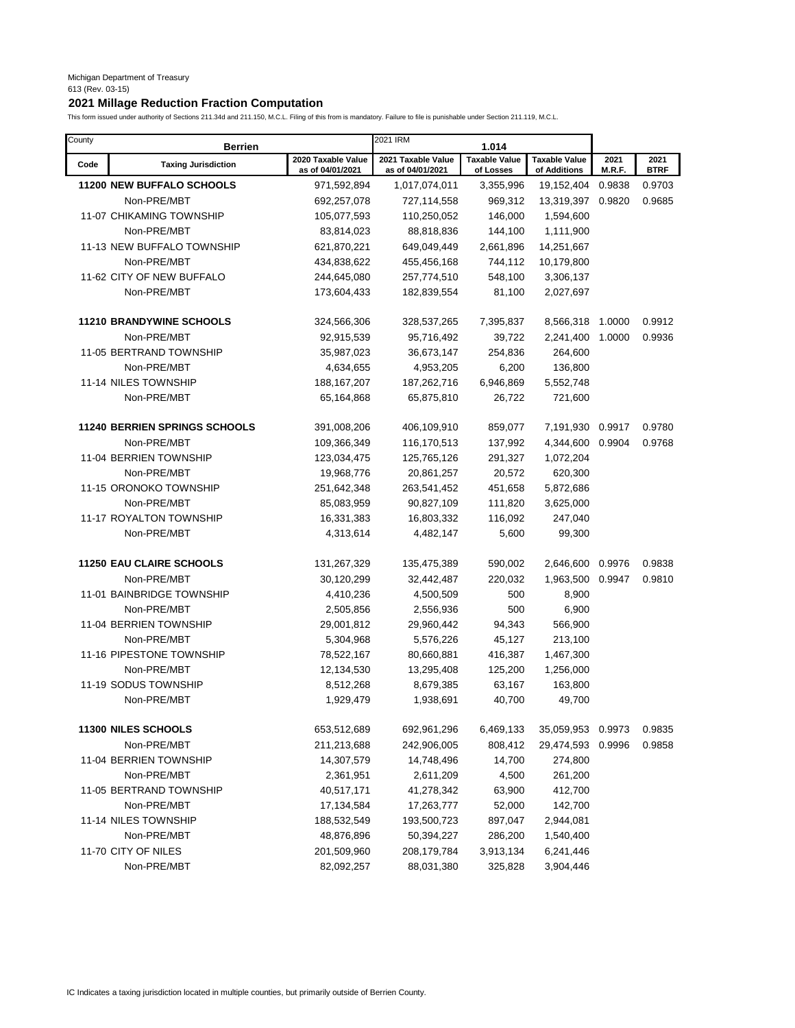Michigan Department of Treasury
613 (Rev. 03-15)

## 2021 Millage Reduction Fraction Computation

This form issued under authority of Sections 211.34d and 211.150, M.C.L. Filing of this from is mandatory. Failure to file is punishable under Section 211.119, M.C.L.

| County | Berrien | | 2021 IRM 1.014 | | | | |
|---|---|---|---|---|---|---|---|
| Code | Taxing Jurisdiction | 2020 Taxable Value as of 04/01/2021 | 2021 Taxable Value as of 04/01/2021 | Taxable Value of Losses | Taxable Value of Additions | 2021 M.R.F. | 2021 BTRF |
| **11200** | **NEW BUFFALO SCHOOLS** | 971,592,894 | 1,017,074,011 | 3,355,996 | 19,152,404 | 0.9838 | 0.9703 |
| | Non-PRE/MBT | 692,257,078 | 727,114,558 | 969,312 | 13,319,397 | 0.9820 | 0.9685 |
| | 11-07 CHIKAMING TOWNSHIP | 105,077,593 | 110,250,052 | 146,000 | 1,594,600 | | |
| | Non-PRE/MBT | 83,814,023 | 88,818,836 | 144,100 | 1,111,900 | | |
| | 11-13 NEW BUFFALO TOWNSHIP | 621,870,221 | 649,049,449 | 2,661,896 | 14,251,667 | | |
| | Non-PRE/MBT | 434,838,622 | 455,456,168 | 744,112 | 10,179,800 | | |
| | 11-62 CITY OF NEW BUFFALO | 244,645,080 | 257,774,510 | 548,100 | 3,306,137 | | |
| | Non-PRE/MBT | 173,604,433 | 182,839,554 | 81,100 | 2,027,697 | | |
| **11210** | **BRANDYWINE SCHOOLS** | 324,566,306 | 328,537,265 | 7,395,837 | 8,566,318 | 1.0000 | 0.9912 |
| | Non-PRE/MBT | 92,915,539 | 95,716,492 | 39,722 | 2,241,400 | 1.0000 | 0.9936 |
| | 11-05 BERTRAND TOWNSHIP | 35,987,023 | 36,673,147 | 254,836 | 264,600 | | |
| | Non-PRE/MBT | 4,634,655 | 4,953,205 | 6,200 | 136,800 | | |
| | 11-14 NILES TOWNSHIP | 188,167,207 | 187,262,716 | 6,946,869 | 5,552,748 | | |
| | Non-PRE/MBT | 65,164,868 | 65,875,810 | 26,722 | 721,600 | | |
| **11240** | **BERRIEN SPRINGS SCHOOLS** | 391,008,206 | 406,109,910 | 859,077 | 7,191,930 | 0.9917 | 0.9780 |
| | Non-PRE/MBT | 109,366,349 | 116,170,513 | 137,992 | 4,344,600 | 0.9904 | 0.9768 |
| | 11-04 BERRIEN TOWNSHIP | 123,034,475 | 125,765,126 | 291,327 | 1,072,204 | | |
| | Non-PRE/MBT | 19,968,776 | 20,861,257 | 20,572 | 620,300 | | |
| | 11-15 ORONOKO TOWNSHIP | 251,642,348 | 263,541,452 | 451,658 | 5,872,686 | | |
| | Non-PRE/MBT | 85,083,959 | 90,827,109 | 111,820 | 3,625,000 | | |
| | 11-17 ROYALTON TOWNSHIP | 16,331,383 | 16,803,332 | 116,092 | 247,040 | | |
| | Non-PRE/MBT | 4,313,614 | 4,482,147 | 5,600 | 99,300 | | |
| **11250** | **EAU CLAIRE SCHOOLS** | 131,267,329 | 135,475,389 | 590,002 | 2,646,600 | 0.9976 | 0.9838 |
| | Non-PRE/MBT | 30,120,299 | 32,442,487 | 220,032 | 1,963,500 | 0.9947 | 0.9810 |
| | 11-01 BAINBRIDGE TOWNSHIP | 4,410,236 | 4,500,509 | 500 | 8,900 | | |
| | Non-PRE/MBT | 2,505,856 | 2,556,936 | 500 | 6,900 | | |
| | 11-04 BERRIEN TOWNSHIP | 29,001,812 | 29,960,442 | 94,343 | 566,900 | | |
| | Non-PRE/MBT | 5,304,968 | 5,576,226 | 45,127 | 213,100 | | |
| | 11-16 PIPESTONE TOWNSHIP | 78,522,167 | 80,660,881 | 416,387 | 1,467,300 | | |
| | Non-PRE/MBT | 12,134,530 | 13,295,408 | 125,200 | 1,256,000 | | |
| | 11-19 SODUS TOWNSHIP | 8,512,268 | 8,679,385 | 63,167 | 163,800 | | |
| | Non-PRE/MBT | 1,929,479 | 1,938,691 | 40,700 | 49,700 | | |
| **11300** | **NILES SCHOOLS** | 653,512,689 | 692,961,296 | 6,469,133 | 35,059,953 | 0.9973 | 0.9835 |
| | Non-PRE/MBT | 211,213,688 | 242,906,005 | 808,412 | 29,474,593 | 0.9996 | 0.9858 |
| | 11-04 BERRIEN TOWNSHIP | 14,307,579 | 14,748,496 | 14,700 | 274,800 | | |
| | Non-PRE/MBT | 2,361,951 | 2,611,209 | 4,500 | 261,200 | | |
| | 11-05 BERTRAND TOWNSHIP | 40,517,171 | 41,278,342 | 63,900 | 412,700 | | |
| | Non-PRE/MBT | 17,134,584 | 17,263,777 | 52,000 | 142,700 | | |
| | 11-14 NILES TOWNSHIP | 188,532,549 | 193,500,723 | 897,047 | 2,944,081 | | |
| | Non-PRE/MBT | 48,876,896 | 50,394,227 | 286,200 | 1,540,400 | | |
| | 11-70 CITY OF NILES | 201,509,960 | 208,179,784 | 3,913,134 | 6,241,446 | | |
| | Non-PRE/MBT | 82,092,257 | 88,031,380 | 325,828 | 3,904,446 | | |

IC Indicates a taxing jurisdiction located in multiple counties, but primarily outside of Berrien County.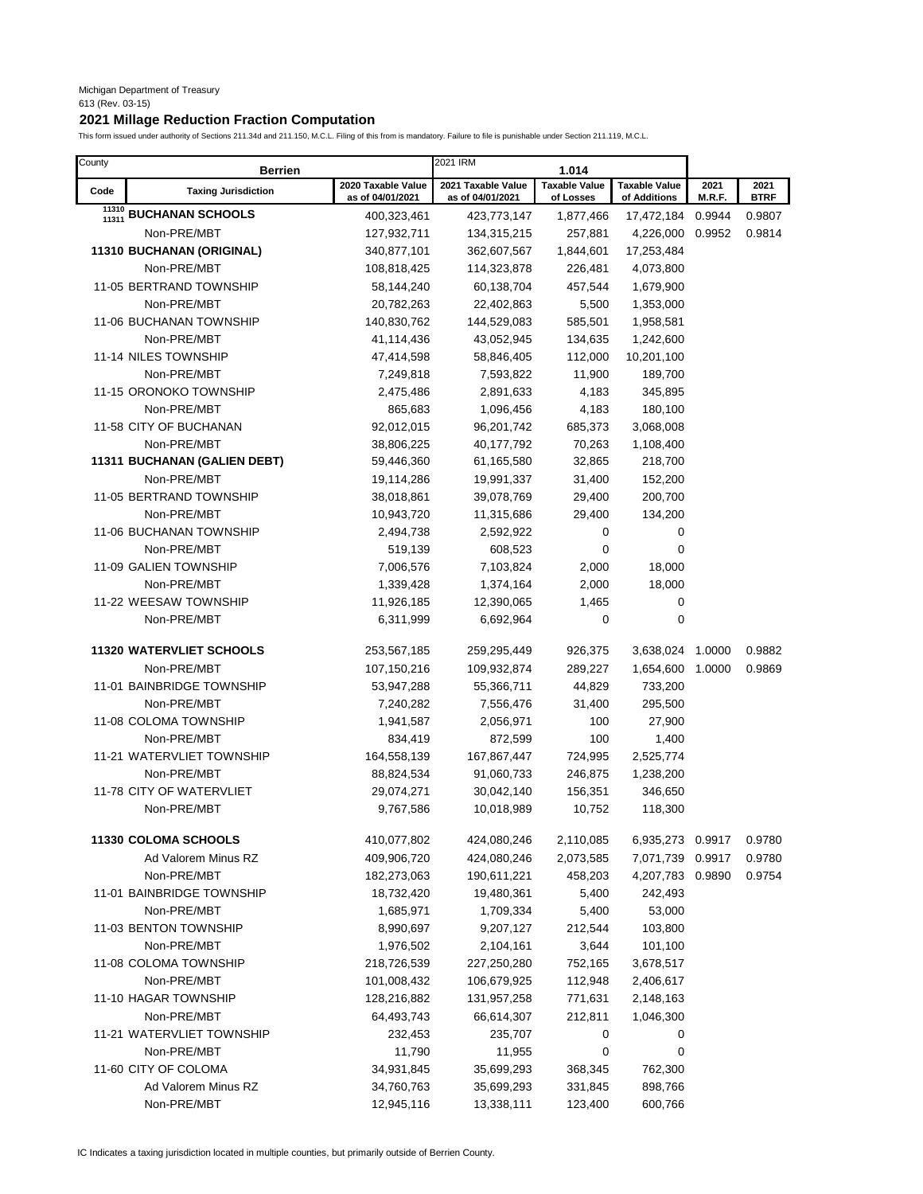Michigan Department of Treasury
613 (Rev. 03-15)

**2021 Millage Reduction Fraction Computation**

This form issued under authority of Sections 211.34d and 211.150, M.C.L. Filing of this from is mandatory. Failure to file is punishable under Section 211.119, M.C.L.

| County | Berrien | | 2021 IRM | 1.014 | | | |
|---|---|---|---|---|---|---|---|
| **Code** | **Taxing Jurisdiction** | **2020 Taxable Value as of 04/01/2021** | **2021 Taxable Value as of 04/01/2021** | **Taxable Value of Losses** | **Taxable Value of Additions** | **2021 M.R.F.** | **2021 BTRF** |
| 11310 11311 | **BUCHANAN SCHOOLS** | 400,323,461 | 423,773,147 | 1,877,466 | 17,472,184 | 0.9944 | 0.9807 |
| | Non-PRE/MBT | 127,932,711 | 134,315,215 | 257,881 | 4,226,000 | 0.9952 | 0.9814 |
| | **11310 BUCHANAN (ORIGINAL)** | 340,877,101 | 362,607,567 | 1,844,601 | 17,253,484 | | |
| | Non-PRE/MBT | 108,818,425 | 114,323,878 | 226,481 | 4,073,800 | | |
| | 11-05 BERTRAND TOWNSHIP | 58,144,240 | 60,138,704 | 457,544 | 1,679,900 | | |
| | Non-PRE/MBT | 20,782,263 | 22,402,863 | 5,500 | 1,353,000 | | |
| | 11-06 BUCHANAN TOWNSHIP | 140,830,762 | 144,529,083 | 585,501 | 1,958,581 | | |
| | Non-PRE/MBT | 41,114,436 | 43,052,945 | 134,635 | 1,242,600 | | |
| | 11-14 NILES TOWNSHIP | 47,414,598 | 58,846,405 | 112,000 | 10,201,100 | | |
| | Non-PRE/MBT | 7,249,818 | 7,593,822 | 11,900 | 189,700 | | |
| | 11-15 ORONOKO TOWNSHIP | 2,475,486 | 2,891,633 | 4,183 | 345,895 | | |
| | Non-PRE/MBT | 865,683 | 1,096,456 | 4,183 | 180,100 | | |
| | 11-58 CITY OF BUCHANAN | 92,012,015 | 96,201,742 | 685,373 | 3,068,008 | | |
| | Non-PRE/MBT | 38,806,225 | 40,177,792 | 70,263 | 1,108,400 | | |
| | **11311 BUCHANAN (GALIEN DEBT)** | 59,446,360 | 61,165,580 | 32,865 | 218,700 | | |
| | Non-PRE/MBT | 19,114,286 | 19,991,337 | 31,400 | 152,200 | | |
| | 11-05 BERTRAND TOWNSHIP | 38,018,861 | 39,078,769 | 29,400 | 200,700 | | |
| | Non-PRE/MBT | 10,943,720 | 11,315,686 | 29,400 | 134,200 | | |
| | 11-06 BUCHANAN TOWNSHIP | 2,494,738 | 2,592,922 | 0 | 0 | | |
| | Non-PRE/MBT | 519,139 | 608,523 | 0 | 0 | | |
| | 11-09 GALIEN TOWNSHIP | 7,006,576 | 7,103,824 | 2,000 | 18,000 | | |
| | Non-PRE/MBT | 1,339,428 | 1,374,164 | 2,000 | 18,000 | | |
| | 11-22 WEESAW TOWNSHIP | 11,926,185 | 12,390,065 | 1,465 | 0 | | |
| | Non-PRE/MBT | 6,311,999 | 6,692,964 | 0 | 0 | | |
| | | | | | | | |
| | **11320 WATERVLIET SCHOOLS** | 253,567,185 | 259,295,449 | 926,375 | 3,638,024 | 1.0000 | 0.9882 |
| | Non-PRE/MBT | 107,150,216 | 109,932,874 | 289,227 | 1,654,600 | 1.0000 | 0.9869 |
| | 11-01 BAINBRIDGE TOWNSHIP | 53,947,288 | 55,366,711 | 44,829 | 733,200 | | |
| | Non-PRE/MBT | 7,240,282 | 7,556,476 | 31,400 | 295,500 | | |
| | 11-08 COLOMA TOWNSHIP | 1,941,587 | 2,056,971 | 100 | 27,900 | | |
| | Non-PRE/MBT | 834,419 | 872,599 | 100 | 1,400 | | |
| | 11-21 WATERVLIET TOWNSHIP | 164,558,139 | 167,867,447 | 724,995 | 2,525,774 | | |
| | Non-PRE/MBT | 88,824,534 | 91,060,733 | 246,875 | 1,238,200 | | |
| | 11-78 CITY OF WATERVLIET | 29,074,271 | 30,042,140 | 156,351 | 346,650 | | |
| | Non-PRE/MBT | 9,767,586 | 10,018,989 | 10,752 | 118,300 | | |
| | | | | | | | |
| | **11330 COLOMA SCHOOLS** | 410,077,802 | 424,080,246 | 2,110,085 | 6,935,273 | 0.9917 | 0.9780 |
| | Ad Valorem Minus RZ | 409,906,720 | 424,080,246 | 2,073,585 | 7,071,739 | 0.9917 | 0.9780 |
| | Non-PRE/MBT | 182,273,063 | 190,611,221 | 458,203 | 4,207,783 | 0.9890 | 0.9754 |
| | 11-01 BAINBRIDGE TOWNSHIP | 18,732,420 | 19,480,361 | 5,400 | 242,493 | | |
| | Non-PRE/MBT | 1,685,971 | 1,709,334 | 5,400 | 53,000 | | |
| | 11-03 BENTON TOWNSHIP | 8,990,697 | 9,207,127 | 212,544 | 103,800 | | |
| | Non-PRE/MBT | 1,976,502 | 2,104,161 | 3,644 | 101,100 | | |
| | 11-08 COLOMA TOWNSHIP | 218,726,539 | 227,250,280 | 752,165 | 3,678,517 | | |
| | Non-PRE/MBT | 101,008,432 | 106,679,925 | 112,948 | 2,406,617 | | |
| | 11-10 HAGAR TOWNSHIP | 128,216,882 | 131,957,258 | 771,631 | 2,148,163 | | |
| | Non-PRE/MBT | 64,493,743 | 66,614,307 | 212,811 | 1,046,300 | | |
| | 11-21 WATERVLIET TOWNSHIP | 232,453 | 235,707 | 0 | 0 | | |
| | Non-PRE/MBT | 11,790 | 11,955 | 0 | 0 | | |
| | 11-60 CITY OF COLOMA | 34,931,845 | 35,699,293 | 368,345 | 762,300 | | |
| | Ad Valorem Minus RZ | 34,760,763 | 35,699,293 | 331,845 | 898,766 | | |
| | Non-PRE/MBT | 12,945,116 | 13,338,111 | 123,400 | 600,766 | | |

IC Indicates a taxing jurisdiction located in multiple counties, but primarily outside of Berrien County.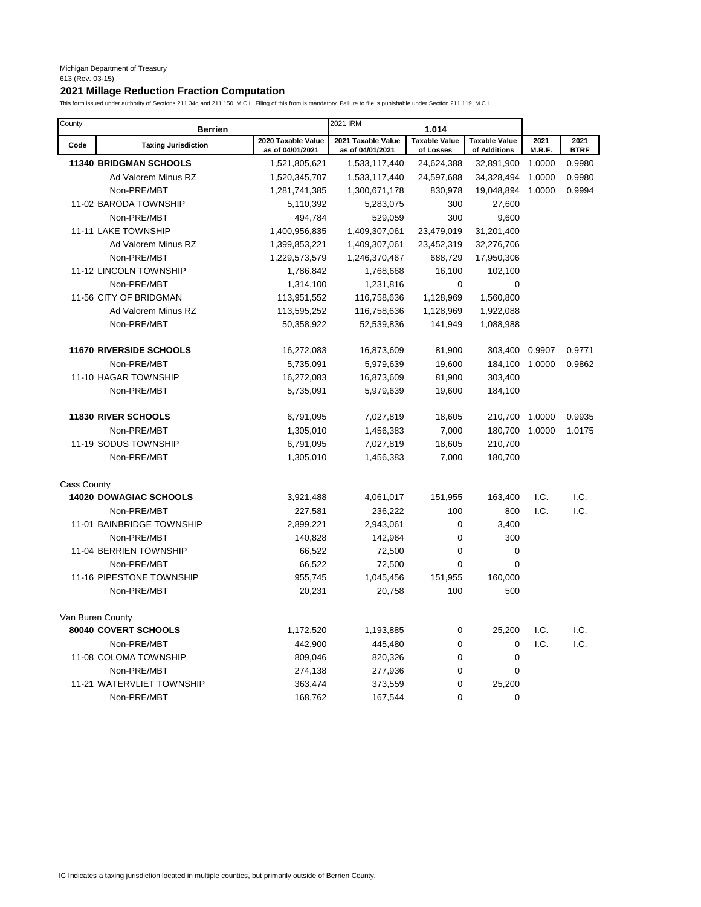Michigan Department of Treasury
613 (Rev. 03-15)

## 2021 Millage Reduction Fraction Computation

This form issued under authority of Sections 211.34d and 211.150, M.C.L. Filing of this from is mandatory. Failure to file is punishable under Section 211.119, M.C.L.

| County | Berrien | | 2021 IRM 1.014 | | | | |
|---|---|---|---|---|---|---|---|
| Code | Taxing Jurisdiction | 2020 Taxable Value as of 04/01/2021 | 2021 Taxable Value as of 04/01/2021 | Taxable Value of Losses | Taxable Value of Additions | 2021 M.R.F. | 2021 BTRF |
| **11340** | **BRIDGMAN SCHOOLS** | 1,521,805,621 | 1,533,117,440 | 24,624,388 | 32,891,900 | 1.0000 | 0.9980 |
| | Ad Valorem Minus RZ | 1,520,345,707 | 1,533,117,440 | 24,597,688 | 34,328,494 | 1.0000 | 0.9980 |
| | Non-PRE/MBT | 1,281,741,385 | 1,300,671,178 | 830,978 | 19,048,894 | 1.0000 | 0.9994 |
| | 11-02 BARODA TOWNSHIP | 5,110,392 | 5,283,075 | 300 | 27,600 | | |
| | Non-PRE/MBT | 494,784 | 529,059 | 300 | 9,600 | | |
| | 11-11 LAKE TOWNSHIP | 1,400,956,835 | 1,409,307,061 | 23,479,019 | 31,201,400 | | |
| | Ad Valorem Minus RZ | 1,399,853,221 | 1,409,307,061 | 23,452,319 | 32,276,706 | | |
| | Non-PRE/MBT | 1,229,573,579 | 1,246,370,467 | 688,729 | 17,950,306 | | |
| | 11-12 LINCOLN TOWNSHIP | 1,786,842 | 1,768,668 | 16,100 | 102,100 | | |
| | Non-PRE/MBT | 1,314,100 | 1,231,816 | 0 | 0 | | |
| | 11-56 CITY OF BRIDGMAN | 113,951,552 | 116,758,636 | 1,128,969 | 1,560,800 | | |
| | Ad Valorem Minus RZ | 113,595,252 | 116,758,636 | 1,128,969 | 1,922,088 | | |
| | Non-PRE/MBT | 50,358,922 | 52,539,836 | 141,949 | 1,088,988 | | |
| **11670** | **RIVERSIDE SCHOOLS** | 16,272,083 | 16,873,609 | 81,900 | 303,400 | 0.9907 | 0.9771 |
| | Non-PRE/MBT | 5,735,091 | 5,979,639 | 19,600 | 184,100 | 1.0000 | 0.9862 |
| | 11-10 HAGAR TOWNSHIP | 16,272,083 | 16,873,609 | 81,900 | 303,400 | | |
| | Non-PRE/MBT | 5,735,091 | 5,979,639 | 19,600 | 184,100 | | |
| **11830** | **RIVER SCHOOLS** | 6,791,095 | 7,027,819 | 18,605 | 210,700 | 1.0000 | 0.9935 |
| | Non-PRE/MBT | 1,305,010 | 1,456,383 | 7,000 | 180,700 | 1.0000 | 1.0175 |
| | 11-19 SODUS TOWNSHIP | 6,791,095 | 7,027,819 | 18,605 | 210,700 | | |
| | Non-PRE/MBT | 1,305,010 | 1,456,383 | 7,000 | 180,700 | | |
| Cass County | | | | | | | |
| **14020** | **DOWAGIAC SCHOOLS** | 3,921,488 | 4,061,017 | 151,955 | 163,400 | I.C. | I.C. |
| | Non-PRE/MBT | 227,581 | 236,222 | 100 | 800 | I.C. | I.C. |
| | 11-01 BAINBRIDGE TOWNSHIP | 2,899,221 | 2,943,061 | 0 | 3,400 | | |
| | Non-PRE/MBT | 140,828 | 142,964 | 0 | 300 | | |
| | 11-04 BERRIEN TOWNSHIP | 66,522 | 72,500 | 0 | 0 | | |
| | Non-PRE/MBT | 66,522 | 72,500 | 0 | 0 | | |
| | 11-16 PIPESTONE TOWNSHIP | 955,745 | 1,045,456 | 151,955 | 160,000 | | |
| | Non-PRE/MBT | 20,231 | 20,758 | 100 | 500 | | |
| Van Buren County | | | | | | | |
| **80040** | **COVERT SCHOOLS** | 1,172,520 | 1,193,885 | 0 | 25,200 | I.C. | I.C. |
| | Non-PRE/MBT | 442,900 | 445,480 | 0 | 0 | I.C. | I.C. |
| | 11-08 COLOMA TOWNSHIP | 809,046 | 820,326 | 0 | 0 | | |
| | Non-PRE/MBT | 274,138 | 277,936 | 0 | 0 | | |
| | 11-21 WATERVLIET TOWNSHIP | 363,474 | 373,559 | 0 | 25,200 | | |
| | Non-PRE/MBT | 168,762 | 167,544 | 0 | 0 | | |

IC Indicates a taxing jurisdiction located in multiple counties, but primarily outside of Berrien County.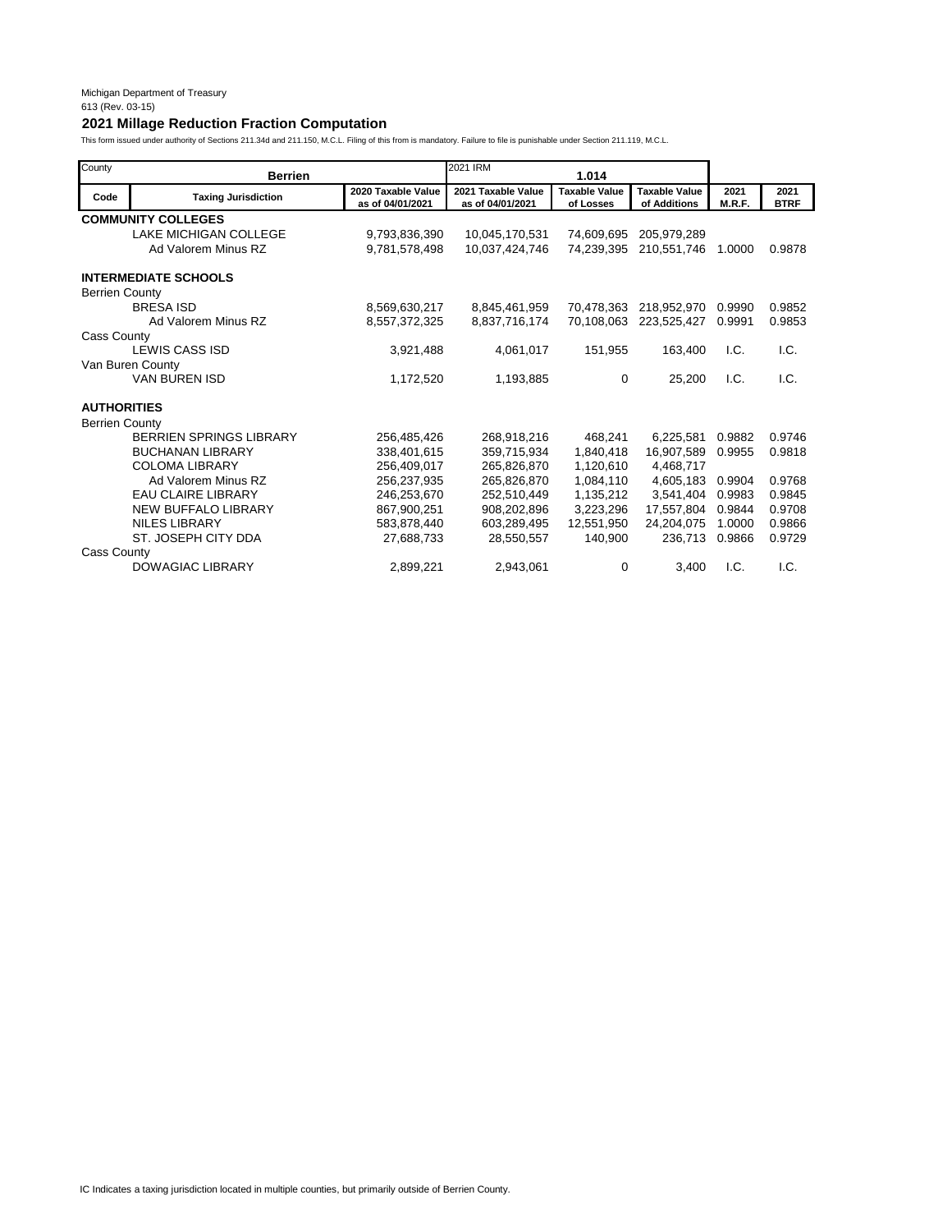Michigan Department of Treasury
613 (Rev. 03-15)

## 2021 Millage Reduction Fraction Computation

This form issued under authority of Sections 211.34d and 211.150, M.C.L. Filing of this from is mandatory. Failure to file is punishable under Section 211.119, M.C.L.

| County | Berrien | | 2021 IRM 1.014 | | | | |
|---|---|---|---|---|---|---|---|
| **Code** | **Taxing Jurisdiction** | **2020 Taxable Value as of 04/01/2021** | **2021 Taxable Value as of 04/01/2021** | **Taxable Value of Losses** | **Taxable Value of Additions** | **2021 M.R.F.** | **2021 BTRF** |
| **COMMUNITY COLLEGES** | | | | | | | |
| | LAKE MICHIGAN COLLEGE | 9,793,836,390 | 10,045,170,531 | 74,609,695 | 205,979,289 | | |
| | Ad Valorem Minus RZ | 9,781,578,498 | 10,037,424,746 | 74,239,395 | 210,551,746 | 1.0000 | 0.9878 |
| **INTERMEDIATE SCHOOLS** | | | | | | | |
| Berrien County | | | | | | | |
| | BRESA ISD | 8,569,630,217 | 8,845,461,959 | 70,478,363 | 218,952,970 | 0.9990 | 0.9852 |
| | Ad Valorem Minus RZ | 8,557,372,325 | 8,837,716,174 | 70,108,063 | 223,525,427 | 0.9991 | 0.9853 |
| Cass County | | | | | | | |
| | LEWIS CASS ISD | 3,921,488 | 4,061,017 | 151,955 | 163,400 | I.C. | I.C. |
| Van Buren County | | | | | | | |
| | VAN BUREN ISD | 1,172,520 | 1,193,885 | 0 | 25,200 | I.C. | I.C. |
| **AUTHORITIES** | | | | | | | |
| Berrien County | | | | | | | |
| | BERRIEN SPRINGS LIBRARY | 256,485,426 | 268,918,216 | 468,241 | 6,225,581 | 0.9882 | 0.9746 |
| | BUCHANAN LIBRARY | 338,401,615 | 359,715,934 | 1,840,418 | 16,907,589 | 0.9955 | 0.9818 |
| | COLOMA LIBRARY | 256,409,017 | 265,826,870 | 1,120,610 | 4,468,717 | | |
| | Ad Valorem Minus RZ | 256,237,935 | 265,826,870 | 1,084,110 | 4,605,183 | 0.9904 | 0.9768 |
| | EAU CLAIRE LIBRARY | 246,253,670 | 252,510,449 | 1,135,212 | 3,541,404 | 0.9983 | 0.9845 |
| | NEW BUFFALO LIBRARY | 867,900,251 | 908,202,896 | 3,223,296 | 17,557,804 | 0.9844 | 0.9708 |
| | NILES LIBRARY | 583,878,440 | 603,289,495 | 12,551,950 | 24,204,075 | 1.0000 | 0.9866 |
| | ST. JOSEPH CITY DDA | 27,688,733 | 28,550,557 | 140,900 | 236,713 | 0.9866 | 0.9729 |
| Cass County | | | | | | | |
| | DOWAGIAC LIBRARY | 2,899,221 | 2,943,061 | 0 | 3,400 | I.C. | I.C. |

IC Indicates a taxing jurisdiction located in multiple counties, but primarily outside of Berrien County.